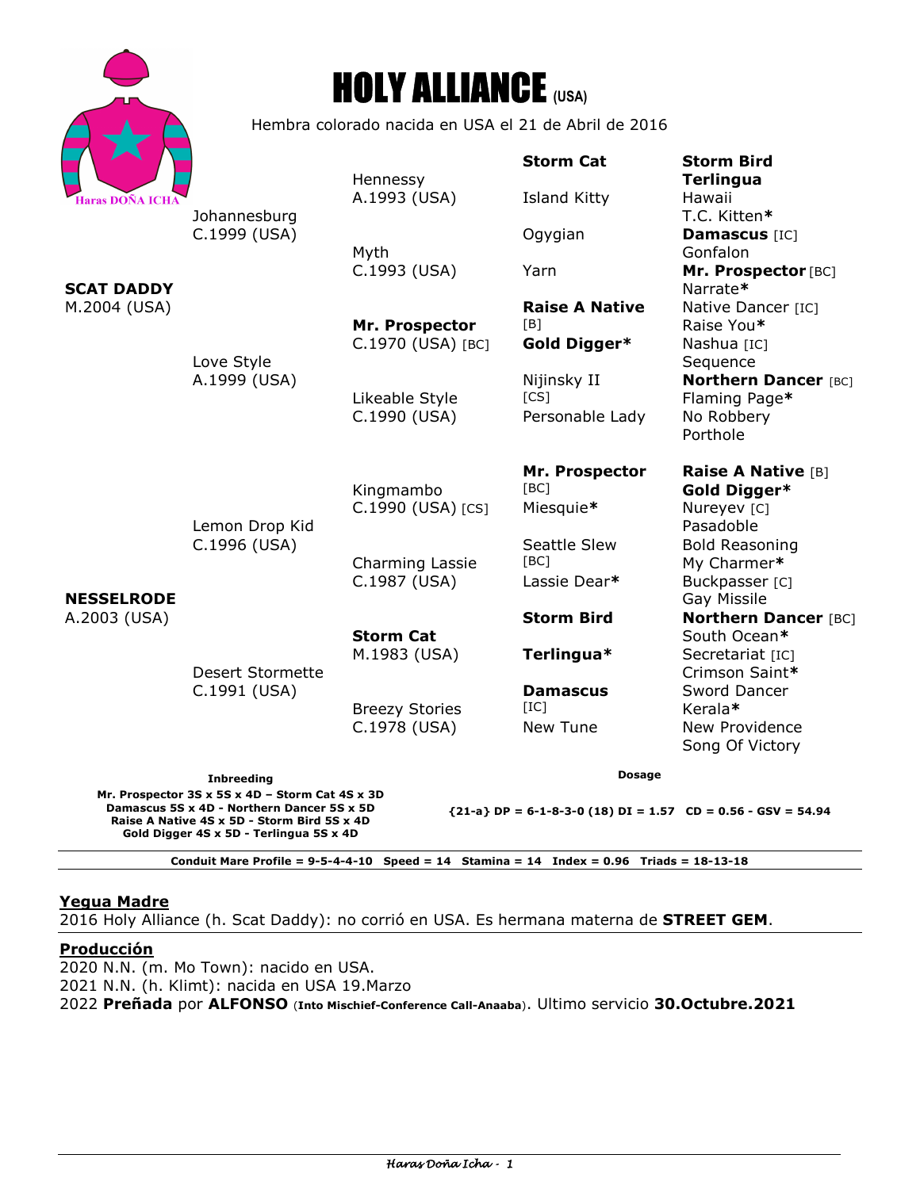# HOLY ALLIANCE (USA)

Hembra colorado nacida en USA el 21 de Abril de 2016

| | | | |
|---|---|---|---|
| **SCAT DADDY** M.2004 (USA) | Johannesburg C.1999 (USA) | Hennessy A.1993 (USA) | **Storm Cat** | **Storm Bird** |
| | | | | **Terlingua** |
| | | | Island Kitty | Hawaii |
| | | | | T.C. Kitten* |
| | | Myth C.1993 (USA) | Ogygian | **Damascus** [IC] |
| | | | | Gonfalon |
| | | | Yarn | **Mr. Prospector** [BC] |
| | | | | Narrate* |
| | Love Style A.1999 (USA) | **Mr. Prospector** C.1970 (USA) [BC] | **Raise A Native** [B] | Native Dancer [IC] |
| | | | | Raise You* |
| | | | **Gold Digger*** | Nashua [IC] |
| | | | | Sequence |
| | | Likeable Style C.1990 (USA) | Nijinsky II [CS] | **Northern Dancer** [BC] |
| | | | | Flaming Page* |
| | | | Personable Lady | No Robbery |
| | | | | Porthole |
| **NESSELRODE** A.2003 (USA) | Lemon Drop Kid C.1996 (USA) | Kingmambo C.1990 (USA) [CS] | **Mr. Prospector** [BC] | **Raise A Native** [B] |
| | | | | **Gold Digger*** |
| | | | Miesquie* | Nureyev [C] |
| | | | | Pasadoble |
| | | Charming Lassie C.1987 (USA) | Seattle Slew [BC] | Bold Reasoning |
| | | | | My Charmer* |
| | | | Lassie Dear* | Buckpasser [C] |
| | | | | Gay Missile |
| | Desert Stormette C.1991 (USA) | **Storm Cat** M.1983 (USA) | **Storm Bird** | **Northern Dancer** [BC] |
| | | | | South Ocean* |
| | | | **Terlingua*** | Secretariat [IC] |
| | | | | Crimson Saint* |
| | | Breezy Stories C.1978 (USA) | **Damascus** [IC] | Sword Dancer |
| | | | | Kerala* |
| | | | New Tune | New Providence |
| | | | | Song Of Victory |

**Inbreeding**

**Mr. Prospector 3S x 5S x 4D – Storm Cat 4S x 3D**
**Damascus 5S x 4D - Northern Dancer 5S x 5D**
**Raise A Native 4S x 5D - Storm Bird 5S x 4D**
**Gold Digger 4S x 5D - Terlingua 5S x 4D**

**Dosage**

**{21-a} DP = 6-1-8-3-0 (18) DI = 1.57 CD = 0.56 - GSV = 54.94**

**Conduit Mare Profile = 9-5-4-4-10 Speed = 14 Stamina = 14 Index = 0.96 Triads = 18-13-18**

## Yegua Madre

2016 Holy Alliance (h. Scat Daddy): no corrió en USA. Es hermana materna de **STREET GEM**.

## Producción

2020 N.N. (m. Mo Town): nacido en USA.
2021 N.N. (h. Klimt): nacida en USA 19.Marzo
2022 **Preñada** por **ALFONSO** (**Into Mischief-Conference Call-Anaaba**). Ultimo servicio **30.Octubre.2021**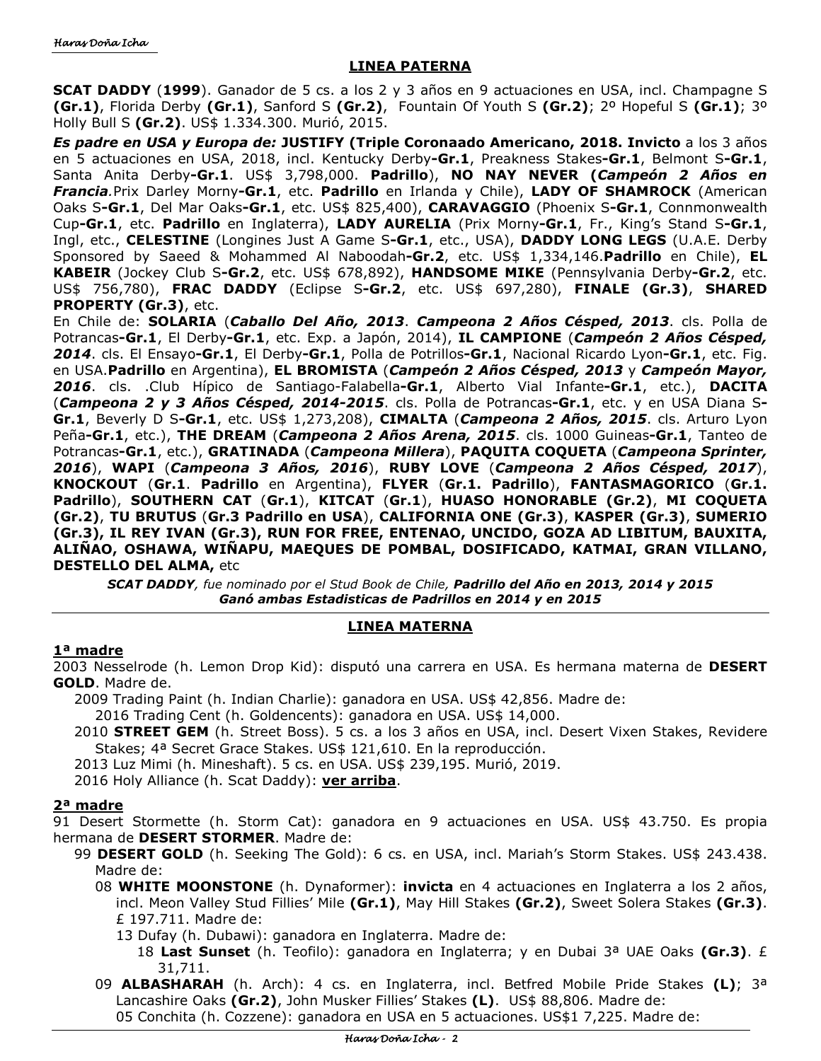## LINEA PATERNA

**SCAT DADDY** (**1999**). Ganador de 5 cs. a los 2 y 3 años en 9 actuaciones en USA, incl. Champagne S **(Gr.1)**, Florida Derby **(Gr.1)**, Sanford S **(Gr.2)**, Fountain Of Youth S **(Gr.2)**; 2º Hopeful S **(Gr.1)**; 3º Holly Bull S **(Gr.2)**. US$ 1.334.300. Murió, 2015.

***Es padre en USA y Europa de:*** **JUSTIFY (Triple Coronoaado Americano, 2018. Invicto** a los 3 años en 5 actuaciones en USA, 2018, incl. Kentucky Derby**-Gr.1**, Preakness Stakes**-Gr.1**, Belmont S**-Gr.1**, Santa Anita Derby**-Gr.1**. US$ 3,798,000. **Padrillo**), **NO NAY NEVER (*Campeón 2 Años en Francia*.**Prix Darley Morny**-Gr.1**, etc. **Padrillo** en Irlanda y Chile), **LADY OF SHAMROCK** (American Oaks S**-Gr.1**, Del Mar Oaks**-Gr.1**, etc. US$ 825,400), **CARAVAGGIO** (Phoenix S**-Gr.1**, Connmonwealth Cup**-Gr.1**, etc. **Padrillo** en Inglaterra), **LADY AURELIA** (Prix Morny**-Gr.1**, Fr., King's Stand S**-Gr.1**, Ingl, etc., **CELESTINE** (Longines Just A Game S**-Gr.1**, etc., USA), **DADDY LONG LEGS** (U.A.E. Derby Sponsored by Saeed & Mohammed Al Naboodah**-Gr.2**, etc. US$ 1,334,146.**Padrillo** en Chile), **EL KABEIR** (Jockey Club S**-Gr.2**, etc. US$ 678,892), **HANDSOME MIKE** (Pennsylvania Derby**-Gr.2**, etc. US$ 756,780), **FRAC DADDY** (Eclipse S**-Gr.2**, etc. US$ 697,280), **FINALE (Gr.3)**, **SHARED PROPERTY (Gr.3)**, etc.

En Chile de: **SOLARIA** (***Caballo Del Año, 2013***. ***Campeona 2 Años Césped, 2013***. cls. Polla de Potrancas**-Gr.1**, El Derby**-Gr.1**, etc. Exp. a Japón, 2014), **IL CAMPIONE** (***Campeón 2 Años Césped, 2014***. cls. El Ensayo**-Gr.1**, El Derby**-Gr.1**, Polla de Potrillos**-Gr.1**, Nacional Ricardo Lyon**-Gr.1**, etc. Fig. en USA.**Padrillo** en Argentina), **EL BROMISTA** (***Campeón 2 Años Césped, 2013*** y ***Campeón Mayor, 2016***. cls. .Club Hípico de Santiago-Falabella**-Gr.1**, Alberto Vial Infante**-Gr.1**, etc.), **DACITA** (***Campeona 2 y 3 Años Césped, 2014-2015***. cls. Polla de Potrancas**-Gr.1**, etc. y en USA Diana S**-Gr.1**, Beverly D S**-Gr.1**, etc. US$ 1,273,208), **CIMALTA** (***Campeona 2 Años, 2015***. cls. Arturo Lyon Peña**-Gr.1**, etc.), **THE DREAM** (***Campeona 2 Años Arena, 2015***. cls. 1000 Guineas**-Gr.1**, Tanteo de Potrancas**-Gr.1**, etc.), **GRATINADA** (***Campeona Millera***), **PAQUITA COQUETA** (***Campeona Sprinter, 2016***), **WAPI** (***Campeona 3 Años, 2016***), **RUBY LOVE** (***Campeona 2 Años Césped, 2017***), **KNOCKOUT** (**Gr.1**. **Padrillo** en Argentina), **FLYER** (**Gr.1. Padrillo**), **FANTASMAGORICO** (**Gr.1. Padrillo**), **SOUTHERN CAT** (**Gr.1**), **KITCAT** (**Gr.1**), **HUASO HONORABLE (Gr.2)**, **MI COQUETA (Gr.2)**, **TU BRUTUS** (**Gr.3 Padrillo en USA**), **CALIFORNIA ONE (Gr.3)**, **KASPER (Gr.3)**, **SUMERIO (Gr.3), IL REY IVAN (Gr.3), RUN FOR FREE, ENTENAO, UNCIDO, GOZA AD LIBITUM, BAUXITA, ALIÑAO, OSHAWA, WIÑAPU, MAEQUES DE POMBAL, DOSIFICADO, KATMAI, GRAN VILLANO, DESTELLO DEL ALMA,** etc

***SCAT DADDY**, fue nominado por el Stud Book de Chile, **Padrillo del Año en 2013, 2014 y 2015***
***Ganó ambas Estadisticas de Padrillos en 2014 y en 2015***

## LINEA MATERNA

### 1ª madre

2003 Nesselrode (h. Lemon Drop Kid): disputó una carrera en USA. Es hermana materna de **DESERT GOLD**. Madre de.

- 2009 Trading Paint (h. Indian Charlie): ganadora en USA. US$ 42,856. Madre de:
  - 2016 Trading Cent (h. Goldencents): ganadora en USA. US$ 14,000.
- 2010 **STREET GEM** (h. Street Boss). 5 cs. a los 3 años en USA, incl. Desert Vixen Stakes, Revidere Stakes; 4ª Secret Grace Stakes. US$ 121,610. En la reproducción.
- 2013 Luz Mimi (h. Mineshaft). 5 cs. en USA. US$ 239,195. Murió, 2019.
- 2016 Holy Alliance (h. Scat Daddy): **<u>ver arriba</u>**.

### 2ª madre

91 Desert Stormette (h. Storm Cat): ganadora en 9 actuaciones en USA. US$ 43.750. Es propia hermana de **DESERT STORMER**. Madre de:

- 99 **DESERT GOLD** (h. Seeking The Gold): 6 cs. en USA, incl. Mariah's Storm Stakes. US$ 243.438. Madre de:
  - 08 **WHITE MOONSTONE** (h. Dynaformer): **invicta** en 4 actuaciones en Inglaterra a los 2 años, incl. Meon Valley Stud Fillies' Mile **(Gr.1)**, May Hill Stakes **(Gr.2)**, Sweet Solera Stakes **(Gr.3)**. £ 197.711. Madre de:
    - 13 Dufay (h. Dubawi): ganadora en Inglaterra. Madre de:
      - 18 **Last Sunset** (h. Teofilo): ganadora en Inglaterra; y en Dubai 3ª UAE Oaks **(Gr.3)**. £ 31,711.
  - 09 **ALBASHARAH** (h. Arch): 4 cs. en Inglaterra, incl. Betfred Mobile Pride Stakes **(L)**; 3ª Lancashire Oaks **(Gr.2)**, John Musker Fillies' Stakes **(L)**. US$ 88,806. Madre de:
  - 05 Conchita (h. Cozzene): ganadora en USA en 5 actuaciones. US$1 7,225. Madre de: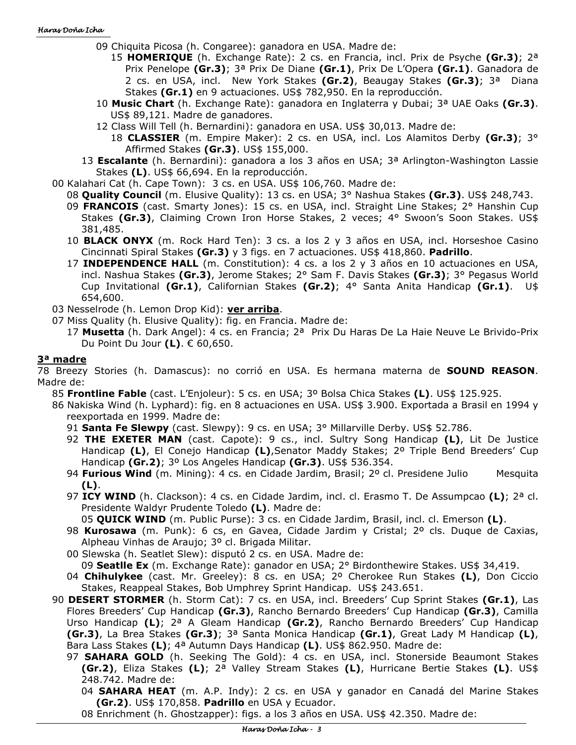- 09 Chiquita Picosa (h. Congaree): ganadora en USA. Madre de:
  - 15 **HOMERIQUE** (h. Exchange Rate): 2 cs. en Francia, incl. Prix de Psyche **(Gr.3)**; 2ª Prix Penelope **(Gr.3)**; 3ª Prix De Diane **(Gr.1)**, Prix De L'Opera **(Gr.1)**. Ganadora de 2 cs. en USA, incl. New York Stakes **(Gr.2)**, Beaugay Stakes **(Gr.3)**; 3ª Diana Stakes **(Gr.1)** en 9 actuaciones. US$ 782,950. En la reproducción.
- 10 **Music Chart** (h. Exchange Rate): ganadora en Inglaterra y Dubai; 3ª UAE Oaks **(Gr.3)**. US$ 89,121. Madre de ganadores.
- 12 Class Will Tell (h. Bernardini): ganadora en USA. US$ 30,013. Madre de:
  - 18 **CLASSIER** (m. Empire Maker): 2 cs. en USA, incl. Los Alamitos Derby **(Gr.3)**; 3° Affirmed Stakes **(Gr.3)**. US$ 155,000.
- 13 **Escalante** (h. Bernardini): ganadora a los 3 años en USA; 3ª Arlington-Washington Lassie Stakes **(L)**. US$ 66,694. En la reproducción.

00 Kalahari Cat (h. Cape Town): 3 cs. en USA. US$ 106,760. Madre de:
- 08 **Quality Council** (m. Elusive Quality): 13 cs. en USA; 3° Nashua Stakes **(Gr.3)**. US$ 248,743.
- 09 **FRANCOIS** (cast. Smarty Jones): 15 cs. en USA, incl. Straight Line Stakes; 2° Hanshin Cup Stakes **(Gr.3)**, Claiming Crown Iron Horse Stakes, 2 veces; 4° Swoon's Soon Stakes. US$ 381,485.
- 10 **BLACK ONYX** (m. Rock Hard Ten): 3 cs. a los 2 y 3 años en USA, incl. Horseshoe Casino Cincinnati Spiral Stakes **(Gr.3)** y 3 figs. en 7 actuaciones. US$ 418,860. **Padrillo**.
- 17 **INDEPENDENCE HALL** (m. Constitution): 4 cs. a los 2 y 3 años en 10 actuaciones en USA, incl. Nashua Stakes **(Gr.3)**, Jerome Stakes; 2° Sam F. Davis Stakes **(Gr.3)**; 3° Pegasus World Cup Invitational **(Gr.1)**, Californian Stakes **(Gr.2)**; 4° Santa Anita Handicap **(Gr.1)**. U$ 654,600.

03 Nesselrode (h. Lemon Drop Kid): **ver arriba**.

07 Miss Quality (h. Elusive Quality): fig. en Francia. Madre de:
- 17 **Musetta** (h. Dark Angel): 4 cs. en Francia; 2ª Prix Du Haras De La Haie Neuve Le Brivido-Prix Du Point Du Jour **(L)**. € 60,650.

## 3ª madre

78 Breezy Stories (h. Damascus): no corrió en USA. Es hermana materna de **SOUND REASON**. Madre de:

- 85 **Frontline Fable** (cast. L'Enjoleur): 5 cs. en USA; 3º Bolsa Chica Stakes **(L)**. US$ 125.925.
- 86 Nakiska Wind (h. Lyphard): fig. en 8 actuaciones en USA. US$ 3.900. Exportada a Brasil en 1994 y reexportada en 1999. Madre de:
  - 91 **Santa Fe Slewpy** (cast. Slewpy): 9 cs. en USA; 3° Millarville Derby. US$ 52.786.
  - 92 **THE EXETER MAN** (cast. Capote): 9 cs., incl. Sultry Song Handicap **(L)**, Lit De Justice Handicap **(L)**, El Conejo Handicap **(L)**,Senator Maddy Stakes; 2º Triple Bend Breeders' Cup Handicap **(Gr.2)**; 3º Los Angeles Handicap **(Gr.3)**. US$ 536.354.
  - 94 **Furious Wind** (m. Mining): 4 cs. en Cidade Jardim, Brasil; 2º cl. Presidene Julio Mesquita **(L)**.
  - 97 **ICY WIND** (h. Clackson): 4 cs. en Cidade Jardim, incl. cl. Erasmo T. De Assumpcao **(L)**; 2ª cl. Presidente Waldyr Prudente Toledo **(L)**. Madre de:
    - 05 **QUICK WIND** (m. Public Purse): 3 cs. en Cidade Jardim, Brasil, incl. cl. Emerson **(L)**.
  - 98 **Kurosawa** (m. Punk): 6 cs, en Gavea, Cidade Jardim y Cristal; 2º cls. Duque de Caxias, Alpheau Vinhas de Araujo; 3º cl. Brigada Militar.
  - 00 Slewska (h. Seatlet Slew): disputó 2 cs. en USA. Madre de:
    - 09 **Seatlle Ex** (m. Exchange Rate): ganador en USA; 2° Birdonthewire Stakes. US$ 34,419.
  - 04 **Chihulykee** (cast. Mr. Greeley): 8 cs. en USA; 2º Cherokee Run Stakes **(L)**, Don Ciccio Stakes, Reappeal Stakes, Bob Umphrey Sprint Handicap. US$ 243.651.
- 90 **DESERT STORMER** (h. Storm Cat): 7 cs. en USA, incl. Breeders' Cup Sprint Stakes **(Gr.1)**, Las Flores Breeders' Cup Handicap **(Gr.3)**, Rancho Bernardo Breeders' Cup Handicap **(Gr.3)**, Camilla Urso Handicap **(L)**; 2ª A Gleam Handicap **(Gr.2)**, Rancho Bernardo Breeders' Cup Handicap **(Gr.3)**, La Brea Stakes **(Gr.3)**; 3ª Santa Monica Handicap **(Gr.1)**, Great Lady M Handicap **(L)**, Bara Lass Stakes **(L)**; 4ª Autumn Days Handicap **(L)**. US$ 862.950. Madre de:
  - 97 **SAHARA GOLD** (h. Seeking The Gold): 4 cs. en USA, incl. Stonerside Beaumont Stakes **(Gr.2)**, Eliza Stakes **(L)**; 2ª Valley Stream Stakes **(L)**, Hurricane Bertie Stakes **(L)**. US$ 248.742. Madre de:
    - 04 **SAHARA HEAT** (m. A.P. Indy): 2 cs. en USA y ganador en Canadá del Marine Stakes **(Gr.2)**. US$ 170,858. **Padrillo** en USA y Ecuador.
    - 08 Enrichment (h. Ghostzapper): figs. a los 3 años en USA. US$ 42.350. Madre de: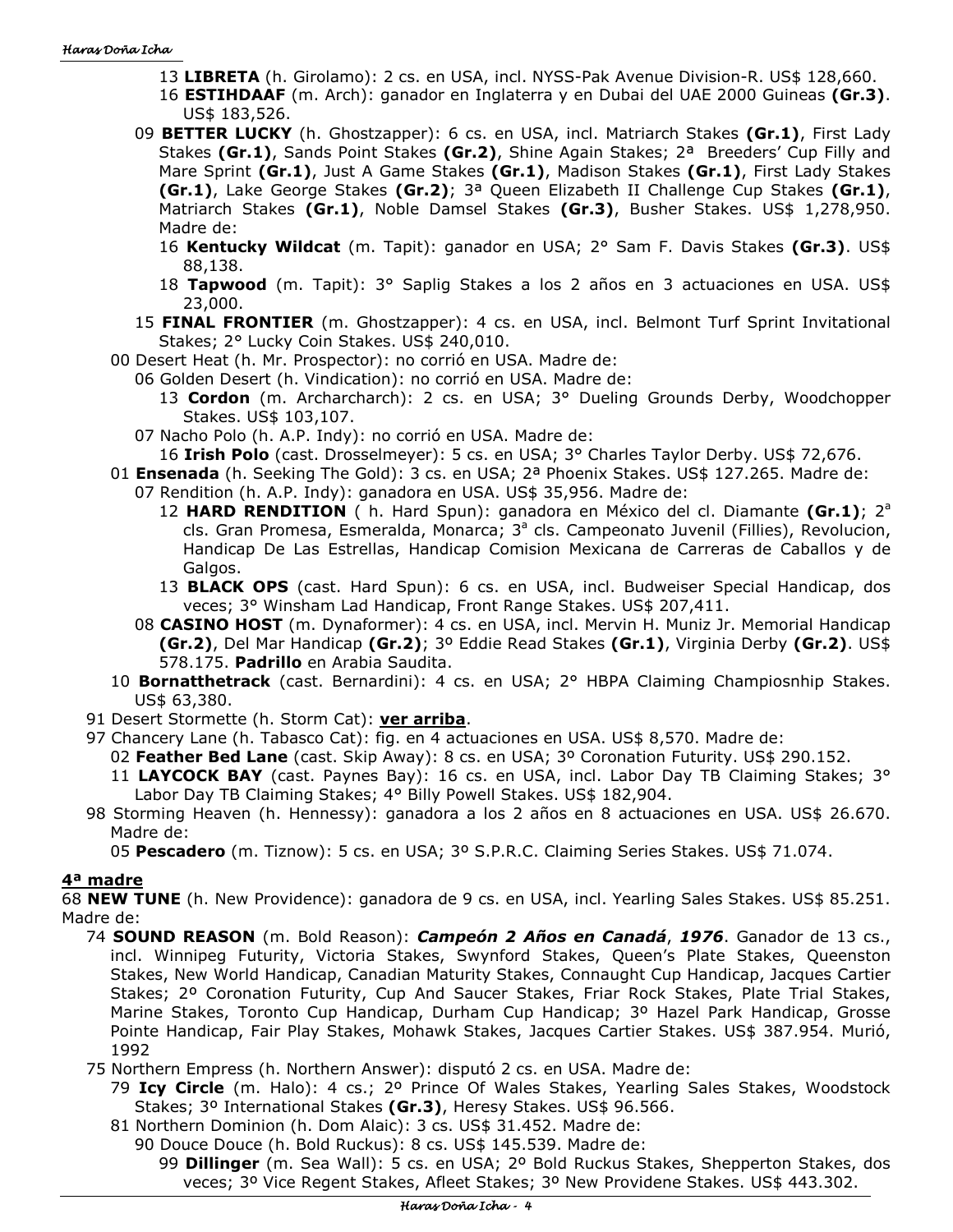13 **LIBRETA** (h. Girolamo): 2 cs. en USA, incl. NYSS-Pak Avenue Division-R. US$ 128,660.

16 **ESTIHDAAF** (m. Arch): ganador en Inglaterra y en Dubai del UAE 2000 Guineas **(Gr.3)**. US$ 183,526.

09 **BETTER LUCKY** (h. Ghostzapper): 6 cs. en USA, incl. Matriarch Stakes **(Gr.1)**, First Lady Stakes **(Gr.1)**, Sands Point Stakes **(Gr.2)**, Shine Again Stakes; 2ª Breeders' Cup Filly and Mare Sprint **(Gr.1)**, Just A Game Stakes **(Gr.1)**, Madison Stakes **(Gr.1)**, First Lady Stakes **(Gr.1)**, Lake George Stakes **(Gr.2)**; 3ª Queen Elizabeth II Challenge Cup Stakes **(Gr.1)**, Matriarch Stakes **(Gr.1)**, Noble Damsel Stakes **(Gr.3)**, Busher Stakes. US$ 1,278,950. Madre de:

16 **Kentucky Wildcat** (m. Tapit): ganador en USA; 2° Sam F. Davis Stakes **(Gr.3)**. US$ 88,138.

18 **Tapwood** (m. Tapit): 3° Saplig Stakes a los 2 años en 3 actuaciones en USA. US$ 23,000.

15 **FINAL FRONTIER** (m. Ghostzapper): 4 cs. en USA, incl. Belmont Turf Sprint Invitational Stakes; 2° Lucky Coin Stakes. US$ 240,010.

00 Desert Heat (h. Mr. Prospector): no corrió en USA. Madre de:

06 Golden Desert (h. Vindication): no corrió en USA. Madre de:

13 **Cordon** (m. Archarcharch): 2 cs. en USA; 3° Dueling Grounds Derby, Woodchopper Stakes. US$ 103,107.

07 Nacho Polo (h. A.P. Indy): no corrió en USA. Madre de:

16 **Irish Polo** (cast. Drosselmeyer): 5 cs. en USA; 3° Charles Taylor Derby. US$ 72,676.

01 **Ensenada** (h. Seeking The Gold): 3 cs. en USA; 2ª Phoenix Stakes. US$ 127.265. Madre de:

07 Rendition (h. A.P. Indy): ganadora en USA. US$ 35,956. Madre de:

12 **HARD RENDITION** ( h. Hard Spun): ganadora en México del cl. Diamante **(Gr.1)**; 2ª cls. Gran Promesa, Esmeralda, Monarca; 3ª cls. Campeonato Juvenil (Fillies), Revolucion, Handicap De Las Estrellas, Handicap Comision Mexicana de Carreras de Caballos y de Galgos.

13 **BLACK OPS** (cast. Hard Spun): 6 cs. en USA, incl. Budweiser Special Handicap, dos veces; 3° Winsham Lad Handicap, Front Range Stakes. US$ 207,411.

08 **CASINO HOST** (m. Dynaformer): 4 cs. en USA, incl. Mervin H. Muniz Jr. Memorial Handicap **(Gr.2)**, Del Mar Handicap **(Gr.2)**; 3º Eddie Read Stakes **(Gr.1)**, Virginia Derby **(Gr.2)**. US$ 578.175. **Padrillo** en Arabia Saudita.

10 **Bornatthetrack** (cast. Bernardini): 4 cs. en USA; 2° HBPA Claiming Champiosnhip Stakes. US$ 63,380.

91 Desert Stormette (h. Storm Cat): **ver arriba**.

97 Chancery Lane (h. Tabasco Cat): fig. en 4 actuaciones en USA. US$ 8,570. Madre de:

02 **Feather Bed Lane** (cast. Skip Away): 8 cs. en USA; 3º Coronation Futurity. US$ 290.152.

11 **LAYCOCK BAY** (cast. Paynes Bay): 16 cs. en USA, incl. Labor Day TB Claiming Stakes; 3° Labor Day TB Claiming Stakes; 4° Billy Powell Stakes. US$ 182,904.

98 Storming Heaven (h. Hennessy): ganadora a los 2 años en 8 actuaciones en USA. US$ 26.670. Madre de:

05 **Pescadero** (m. Tiznow): 5 cs. en USA; 3º S.P.R.C. Claiming Series Stakes. US$ 71.074.

## 4ª madre

68 **NEW TUNE** (h. New Providence): ganadora de 9 cs. en USA, incl. Yearling Sales Stakes. US$ 85.251. Madre de:

74 **SOUND REASON** (m. Bold Reason): ***Campeón 2 Años en Canadá***, ***1976***. Ganador de 13 cs., incl. Winnipeg Futurity, Victoria Stakes, Swynford Stakes, Queen's Plate Stakes, Queenston Stakes, New World Handicap, Canadian Maturity Stakes, Connaught Cup Handicap, Jacques Cartier Stakes; 2º Coronation Futurity, Cup And Saucer Stakes, Friar Rock Stakes, Plate Trial Stakes, Marine Stakes, Toronto Cup Handicap, Durham Cup Handicap; 3º Hazel Park Handicap, Grosse Pointe Handicap, Fair Play Stakes, Mohawk Stakes, Jacques Cartier Stakes. US$ 387.954. Murió, 1992

75 Northern Empress (h. Northern Answer): disputó 2 cs. en USA. Madre de:

79 **Icy Circle** (m. Halo): 4 cs.; 2º Prince Of Wales Stakes, Yearling Sales Stakes, Woodstock Stakes; 3º International Stakes **(Gr.3)**, Heresy Stakes. US$ 96.566.

81 Northern Dominion (h. Dom Alaic): 3 cs. US$ 31.452. Madre de:

90 Douce Douce (h. Bold Ruckus): 8 cs. US$ 145.539. Madre de:

99 **Dillinger** (m. Sea Wall): 5 cs. en USA; 2º Bold Ruckus Stakes, Shepperton Stakes, dos veces; 3º Vice Regent Stakes, Afleet Stakes; 3º New Providene Stakes. US$ 443.302.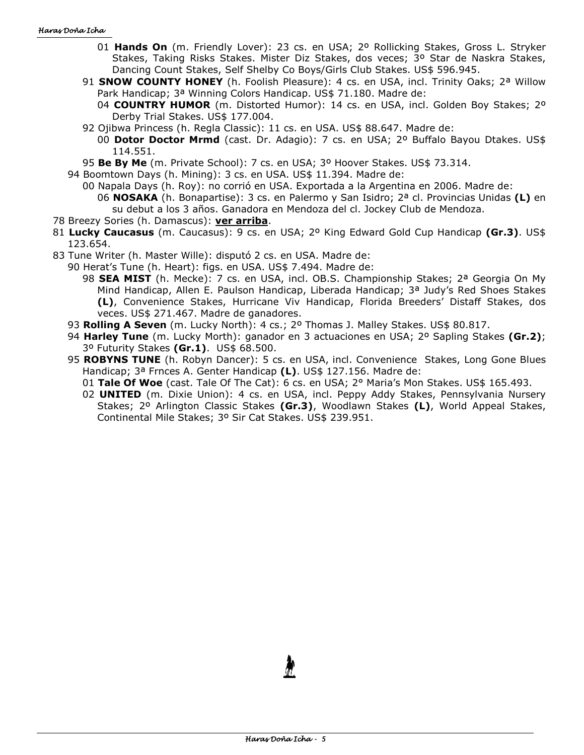01 **Hands On** (m. Friendly Lover): 23 cs. en USA; 2º Rollicking Stakes, Gross L. Stryker Stakes, Taking Risks Stakes. Mister Diz Stakes, dos veces; 3º Star de Naskra Stakes, Dancing Count Stakes, Self Shelby Co Boys/Girls Club Stakes. US$ 596.945.

91 **SNOW COUNTY HONEY** (h. Foolish Pleasure): 4 cs. en USA, incl. Trinity Oaks; 2ª Willow Park Handicap; 3ª Winning Colors Handicap. US$ 71.180. Madre de:

04 **COUNTRY HUMOR** (m. Distorted Humor): 14 cs. en USA, incl. Golden Boy Stakes; 2º Derby Trial Stakes. US$ 177.004.

92 Ojibwa Princess (h. Regla Classic): 11 cs. en USA. US$ 88.647. Madre de:

00 **Dotor Doctor Mrmd** (cast. Dr. Adagio): 7 cs. en USA; 2º Buffalo Bayou Dtakes. US$ 114.551.

95 **Be By Me** (m. Private School): 7 cs. en USA; 3º Hoover Stakes. US$ 73.314.

94 Boomtown Days (h. Mining): 3 cs. en USA. US$ 11.394. Madre de:

00 Napala Days (h. Roy): no corrió en USA. Exportada a la Argentina en 2006. Madre de:

06 **NOSAKA** (h. Bonapartise): 3 cs. en Palermo y San Isidro; 2ª cl. Provincias Unidas **(L)** en su debut a los 3 años. Ganadora en Mendoza del cl. Jockey Club de Mendoza.

78 Breezy Sories (h. Damascus): **ver arriba**.

81 **Lucky Caucasus** (m. Caucasus): 9 cs. en USA; 2º King Edward Gold Cup Handicap **(Gr.3)**. US$ 123.654.

83 Tune Writer (h. Master Wille): disputó 2 cs. en USA. Madre de:

90 Herat's Tune (h. Heart): figs. en USA. US$ 7.494. Madre de:

98 **SEA MIST** (h. Mecke): 7 cs. en USA, incl. OB.S. Championship Stakes; 2ª Georgia On My Mind Handicap, Allen E. Paulson Handicap, Liberada Handicap; 3ª Judy's Red Shoes Stakes **(L)**, Convenience Stakes, Hurricane Viv Handicap, Florida Breeders' Distaff Stakes, dos veces. US$ 271.467. Madre de ganadores.

93 **Rolling A Seven** (m. Lucky North): 4 cs.; 2º Thomas J. Malley Stakes. US$ 80.817.

94 **Harley Tune** (m. Lucky Morth): ganador en 3 actuaciones en USA; 2º Sapling Stakes **(Gr.2)**; 3º Futurity Stakes **(Gr.1)**. US$ 68.500.

95 **ROBYNS TUNE** (h. Robyn Dancer): 5 cs. en USA, incl. Convenience Stakes, Long Gone Blues Handicap; 3ª Frnces A. Genter Handicap **(L)**. US$ 127.156. Madre de:

01 **Tale Of Woe** (cast. Tale Of The Cat): 6 cs. en USA; 2° Maria's Mon Stakes. US$ 165.493.

02 **UNITED** (m. Dixie Union): 4 cs. en USA, incl. Peppy Addy Stakes, Pennsylvania Nursery Stakes; 2º Arlington Classic Stakes **(Gr.3)**, Woodlawn Stakes **(L)**, World Appeal Stakes, Continental Mile Stakes; 3º Sir Cat Stakes. US$ 239.951.